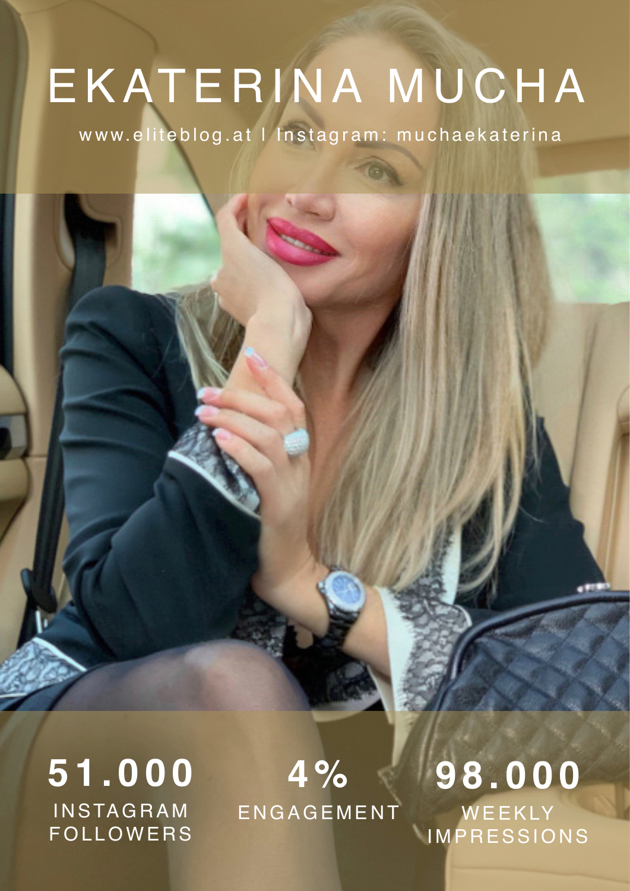# EKATERINA MUCHA

www.eliteblog.at | Instagram: muchaekaterina

**51.000**
INSTAGRAM FOLLOWERS

**4%**
ENGAGEMENT

**98.000**
WEEKLY IMPRESSIONS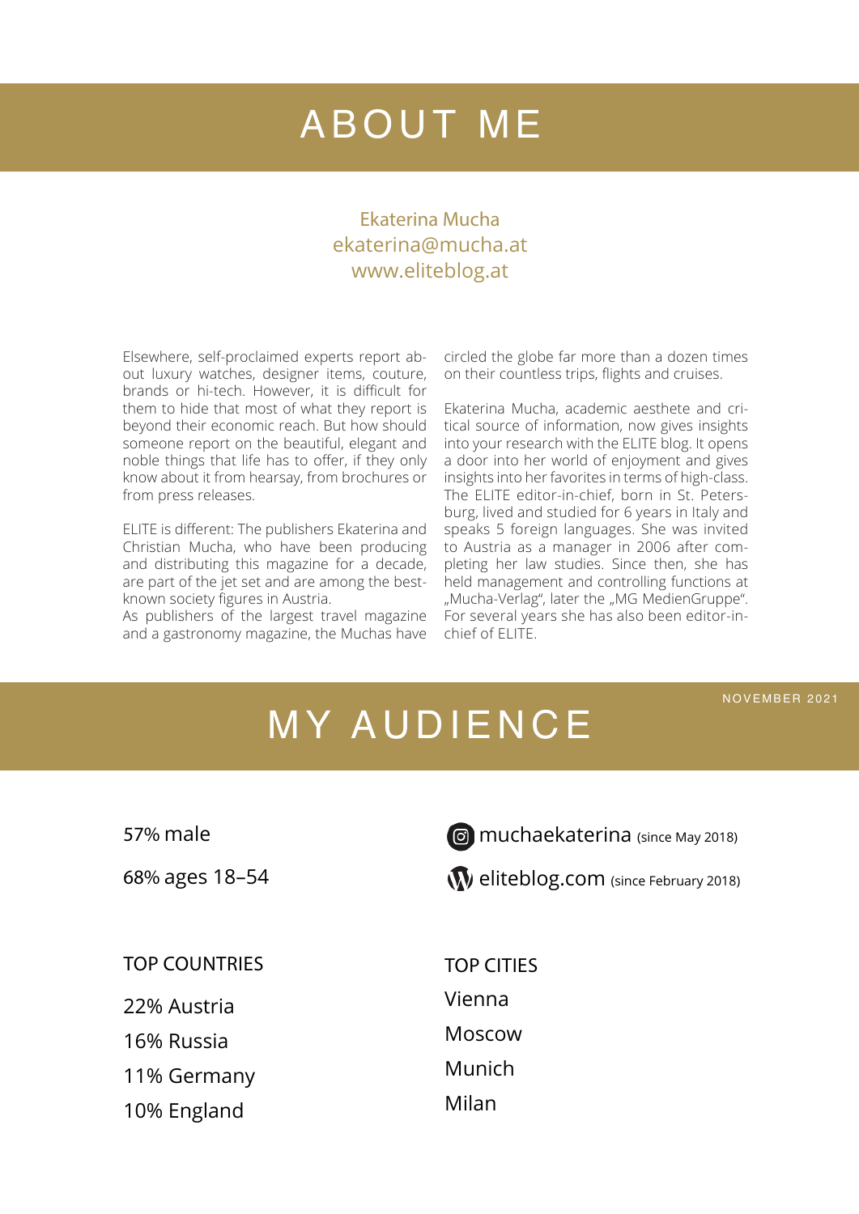# ABOUT ME

Ekaterina Mucha
ekaterina@mucha.at
www.eliteblog.at

Elsewhere, self-proclaimed experts report about luxury watches, designer items, couture, brands or hi-tech. However, it is difficult for them to hide that most of what they report is beyond their economic reach. But how should someone report on the beautiful, elegant and noble things that life has to offer, if they only know about it from hearsay, from brochures or from press releases.

ELITE is different: The publishers Ekaterina and Christian Mucha, who have been producing and distributing this magazine for a decade, are part of the jet set and are among the best-known society figures in Austria.
As publishers of the largest travel magazine and a gastronomy magazine, the Muchas have circled the globe far more than a dozen times on their countless trips, flights and cruises.

Ekaterina Mucha, academic aesthete and critical source of information, now gives insights into your research with the ELITE blog. It opens a door into her world of enjoyment and gives insights into her favorites in terms of high-class. The ELITE editor-in-chief, born in St. Petersburg, lived and studied for 6 years in Italy and speaks 5 foreign languages. She was invited to Austria as a manager in 2006 after completing her law studies. Since then, she has held management and controlling functions at „Mucha-Verlag", later the „MG MedienGruppe". For several years she has also been editor-in-chief of ELITE.

# MY AUDIENCE

NOVEMBER 2021

57% male

68% ages 18–54

muchaekaterina (since May 2018)

eliteblog.com (since February 2018)

TOP COUNTRIES

22% Austria
16% Russia
11% Germany
10% England

TOP CITIES

Vienna
Moscow
Munich
Milan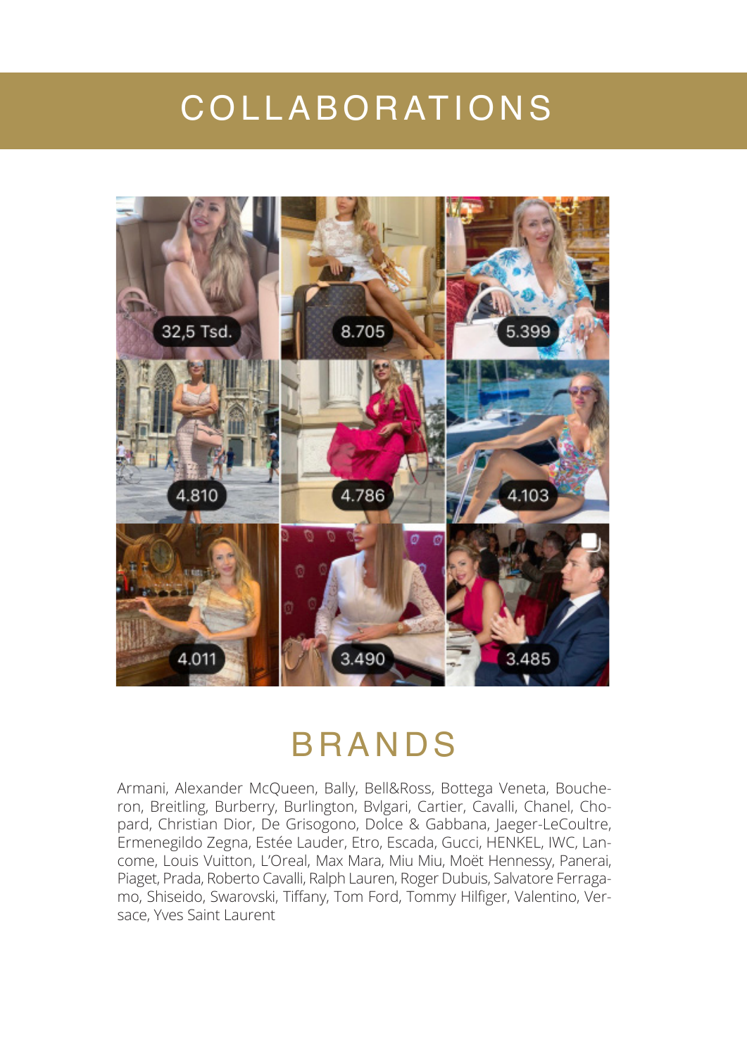# COLLABORATIONS

# BRANDS

Armani, Alexander McQueen, Bally, Bell&Ross, Bottega Veneta, Boucheron, Breitling, Burberry, Burlington, Bvlgari, Cartier, Cavalli, Chanel, Chopard, Christian Dior, De Grisogono, Dolce & Gabbana, Jaeger-LeCoultre, Ermenegildo Zegna, Estée Lauder, Etro, Escada, Gucci, HENKEL, IWC, Lancome, Louis Vuitton, L'Oreal, Max Mara, Miu Miu, Moët Hennessy, Panerai, Piaget, Prada, Roberto Cavalli, Ralph Lauren, Roger Dubuis, Salvatore Ferragamo, Shiseido, Swarovski, Tiffany, Tom Ford, Tommy Hilfiger, Valentino, Versace, Yves Saint Laurent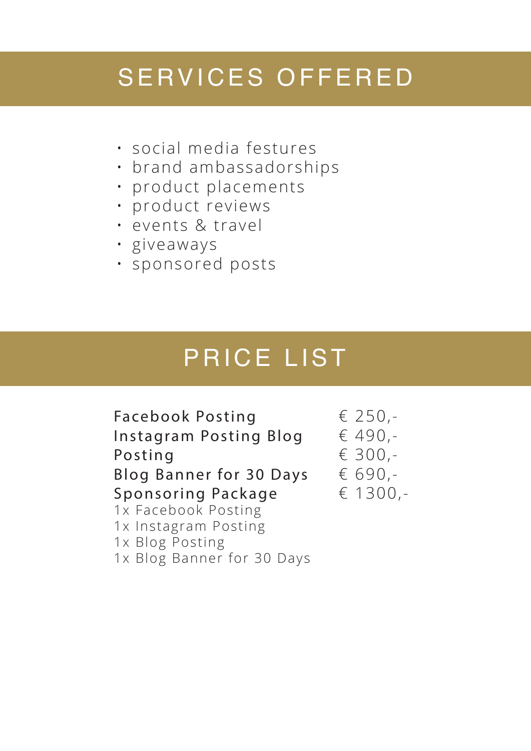# SERVICES OFFERED

- social media festures
- brand ambassadorships
- product placements
- product reviews
- events & travel
- giveaways
- sponsored posts

# PRICE LIST

| | |
|---|---|
| Facebook Posting | € 250,- |
| Instagram Posting Blog | € 490,- |
| Posting | € 300,- |
| Blog Banner for 30 Days | € 690,- |
| Sponsoring Package | € 1300,- |

1x Facebook Posting
1x Instagram Posting
1x Blog Posting
1x Blog Banner for 30 Days